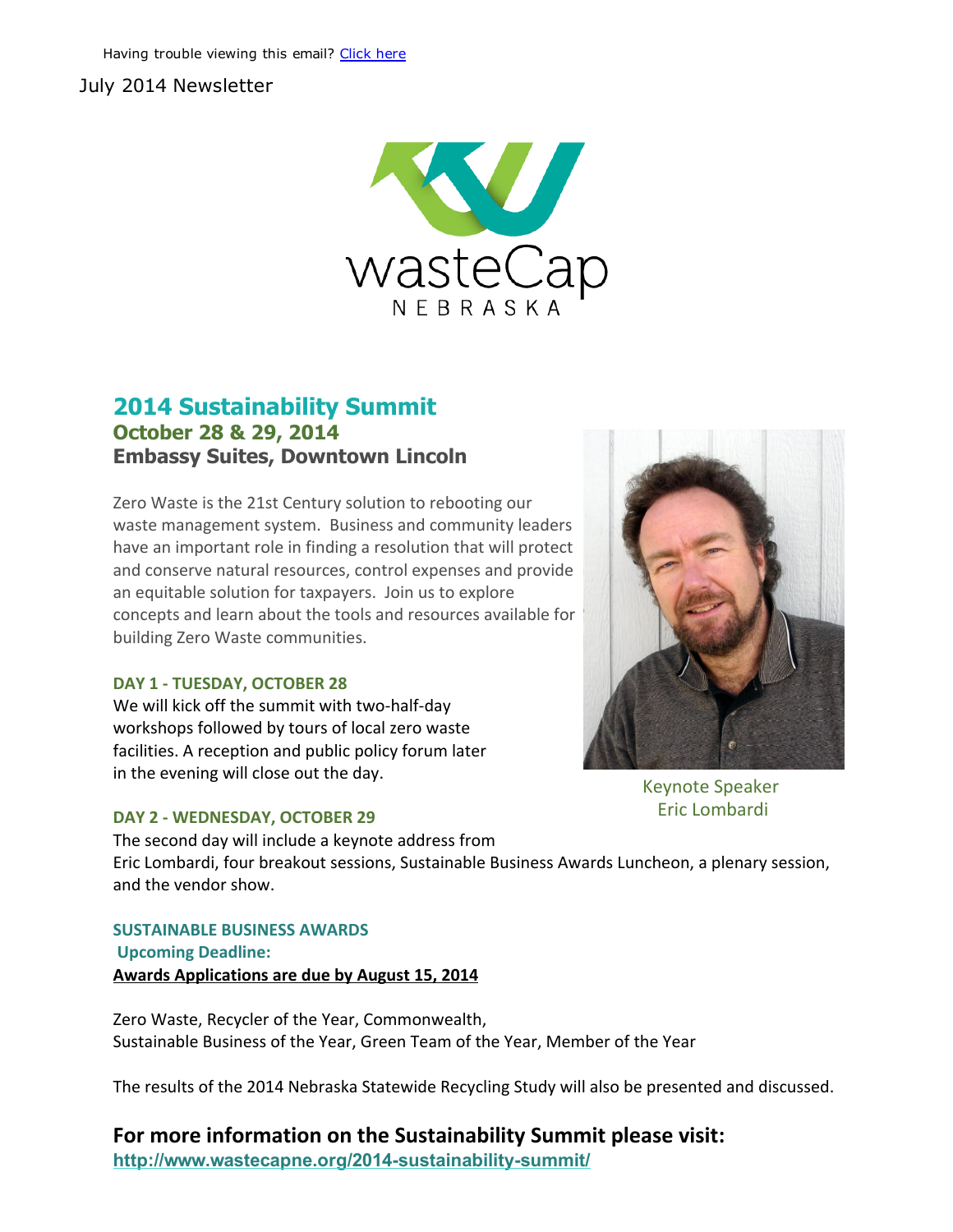Having trouble viewing this email? Click here

July 2014 Newsletter

wasteCap NEBRASKA

## 2014 Sustainability Summit

### October 28 & 29, 2014

### Embassy Suites, Downtown Lincoln

Zero Waste is the 21st Century solution to rebooting our waste management system. Business and community leaders have an important role in finding a resolution that will protect and conserve natural resources, control expenses and provide an equitable solution for taxpayers. Join us to explore concepts and learn about the tools and resources available for building Zero Waste communities.

**DAY 1 - TUESDAY, OCTOBER 28**

We will kick off the summit with two-half-day workshops followed by tours of local zero waste facilities. A reception and public policy forum later in the evening will close out the day.

Keynote Speaker
Eric Lombardi

**DAY 2 - WEDNESDAY, OCTOBER 29**

The second day will include a keynote address from Eric Lombardi, four breakout sessions, Sustainable Business Awards Luncheon, a plenary session, and the vendor show.

**SUSTAINABLE BUSINESS AWARDS**

**Upcoming Deadline:**

**Awards Applications are due by August 15, 2014**

Zero Waste, Recycler of the Year, Commonwealth,
Sustainable Business of the Year, Green Team of the Year, Member of the Year

The results of the 2014 Nebraska Statewide Recycling Study will also be presented and discussed.

### For more information on the Sustainability Summit please visit:

**http://www.wastecapne.org/2014-sustainability-summit/**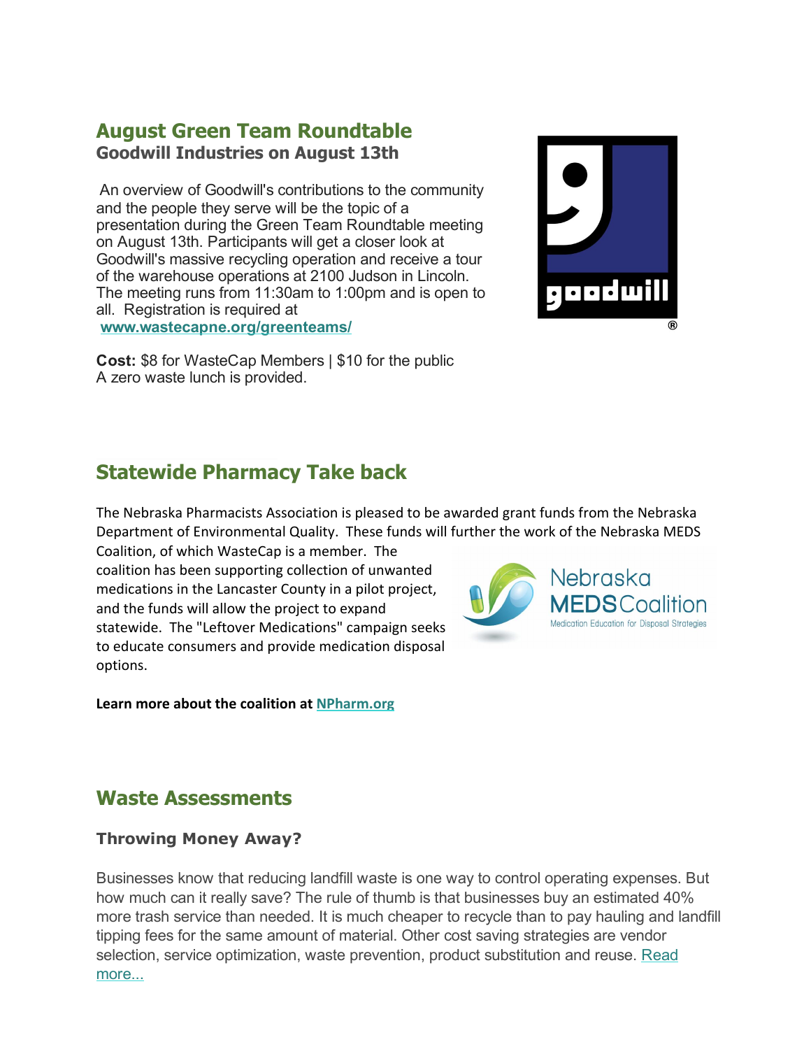## August Green Team Roundtable

### Goodwill Industries on August 13th

An overview of Goodwill's contributions to the community and the people they serve will be the topic of a presentation during the Green Team Roundtable meeting on August 13th. Participants will get a closer look at Goodwill's massive recycling operation and receive a tour of the warehouse operations at 2100 Judson in Lincoln. The meeting runs from 11:30am to 1:00pm and is open to all. Registration is required at [www.wastecapne.org/greenteams/](www.wastecapne.org/greenteams/)

**Cost:** $8 for WasteCap Members | $10 for the public
A zero waste lunch is provided.

## Statewide Pharmacy Take back

The Nebraska Pharmacists Association is pleased to be awarded grant funds from the Nebraska Department of Environmental Quality. These funds will further the work of the Nebraska MEDS Coalition, of which WasteCap is a member. The coalition has been supporting collection of unwanted medications in the Lancaster County in a pilot project, and the funds will allow the project to expand statewide. The "Leftover Medications" campaign seeks to educate consumers and provide medication disposal options.

**Learn more about the coalition at [NPharm.org](NPharm.org)**

## Waste Assessments

### Throwing Money Away?

Businesses know that reducing landfill waste is one way to control operating expenses. But how much can it really save? The rule of thumb is that businesses buy an estimated 40% more trash service than needed. It is much cheaper to recycle than to pay hauling and landfill tipping fees for the same amount of material. Other cost saving strategies are vendor selection, service optimization, waste prevention, product substitution and reuse. Read more...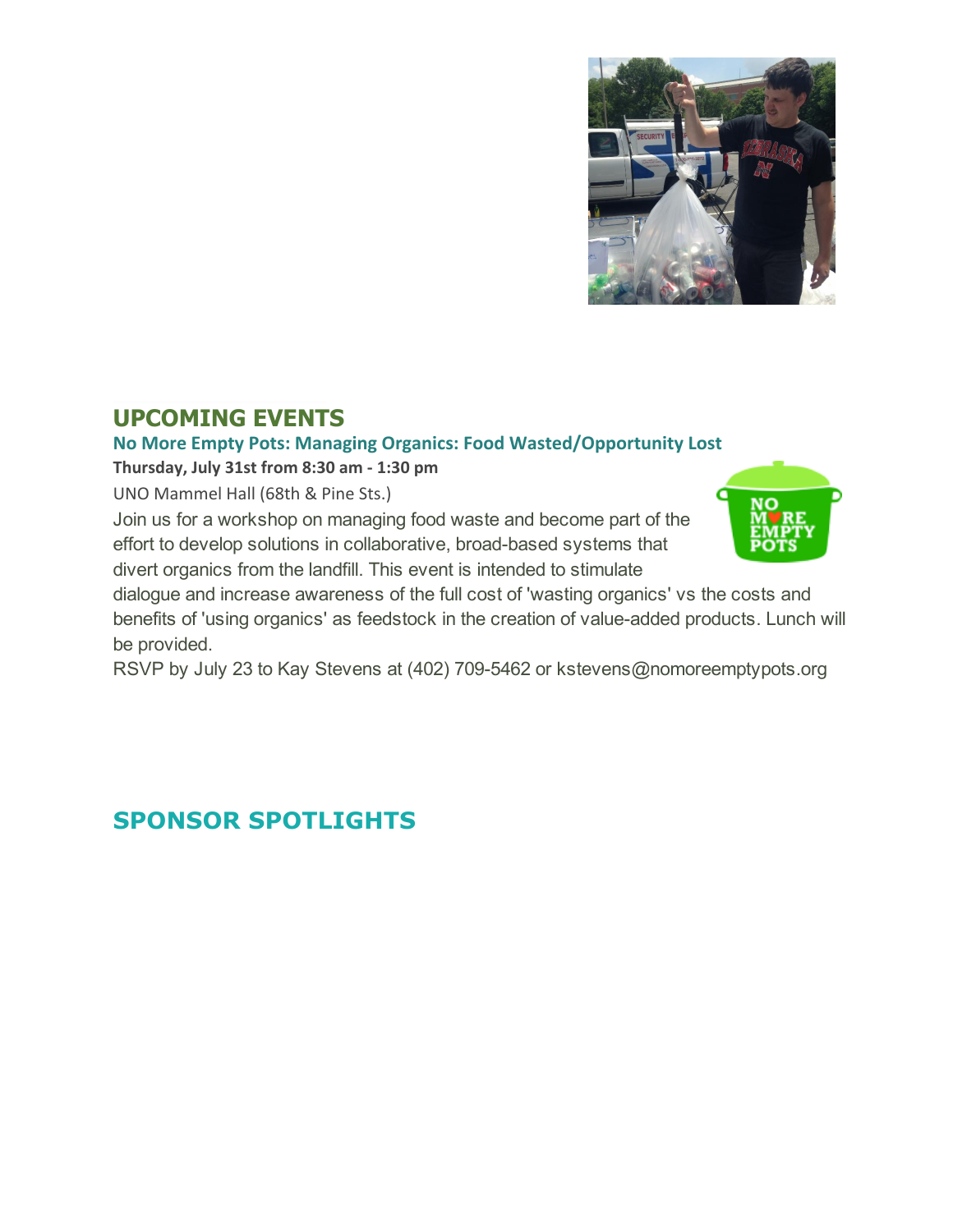## UPCOMING EVENTS

### No More Empty Pots: Managing Organics: Food Wasted/Opportunity Lost

**Thursday, July 31st from 8:30 am - 1:30 pm**

UNO Mammel Hall (68th & Pine Sts.)

Join us for a workshop on managing food waste and become part of the effort to develop solutions in collaborative, broad-based systems that divert organics from the landfill. This event is intended to stimulate dialogue and increase awareness of the full cost of 'wasting organics' vs the costs and benefits of 'using organics' as feedstock in the creation of value-added products. Lunch will be provided.

RSVP by July 23 to Kay Stevens at (402) 709-5462 or kstevens@nomoreemptypots.org

## SPONSOR SPOTLIGHTS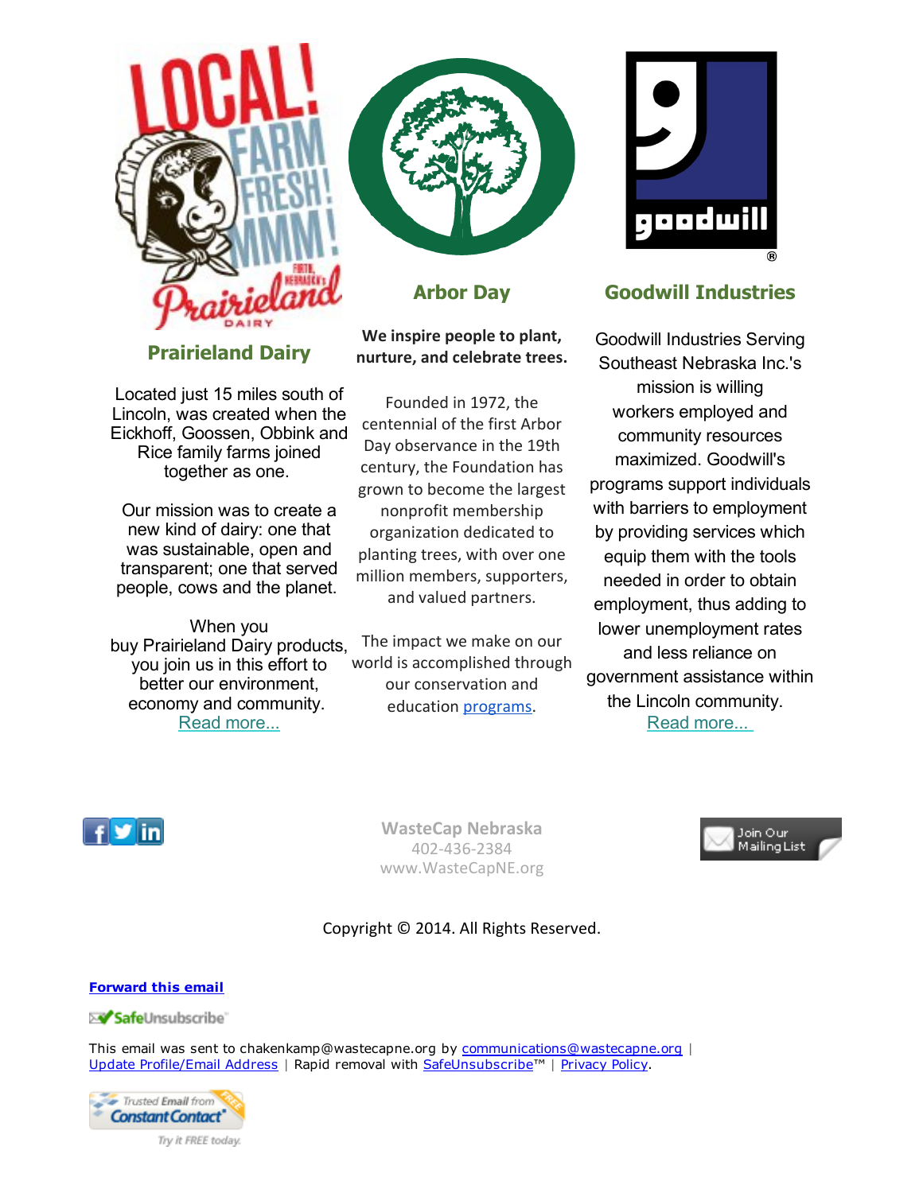## Prairieland Dairy

Located just 15 miles south of Lincoln, was created when the Eickhoff, Goossen, Obbink and Rice family farms joined together as one.

Our mission was to create a new kind of dairy: one that was sustainable, open and transparent; one that served people, cows and the planet.

When you buy Prairieland Dairy products, you join us in this effort to better our environment, economy and community.
Read more...

## Arbor Day

**We inspire people to plant, nurture, and celebrate trees.**

Founded in 1972, the centennial of the first Arbor Day observance in the 19th century, the Foundation has grown to become the largest nonprofit membership organization dedicated to planting trees, with over one million members, supporters, and valued partners.

The impact we make on our world is accomplished through our conservation and education programs.

## Goodwill Industries

Goodwill Industries Serving Southeast Nebraska Inc.'s mission is willing workers employed and community resources maximized. Goodwill's programs support individuals with barriers to employment by providing services which equip them with the tools needed in order to obtain employment, thus adding to lower unemployment rates and less reliance on government assistance within the Lincoln community.
Read more...

WasteCap Nebraska
402-436-2384
www.WasteCapNE.org

Join Our Mailing List

Copyright © 2014. All Rights Reserved.

**Forward this email**

SafeUnsubscribe

This email was sent to chakenkamp@wastecapne.org by communications@wastecapne.org | Update Profile/Email Address | Rapid removal with SafeUnsubscribe™ | Privacy Policy.

Trusted Email from Constant Contact
Try it FREE today.